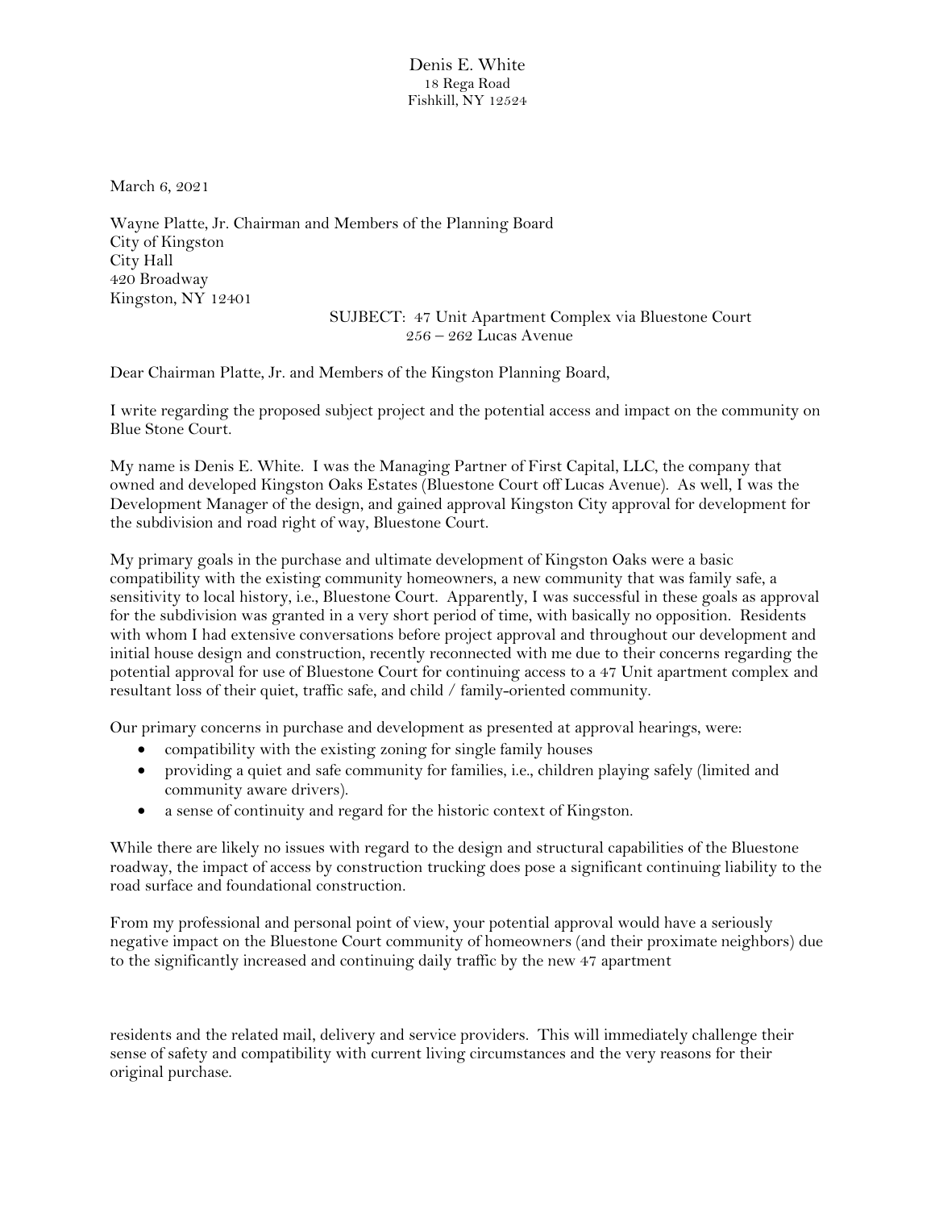Denis E. White
18 Rega Road
Fishkill, NY 12524

March 6, 2021

Wayne Platte, Jr. Chairman and Members of the Planning Board
City of Kingston
City Hall
420 Broadway
Kingston, NY 12401

SUJBECT: 47 Unit Apartment Complex via Bluestone Court
256 – 262 Lucas Avenue

Dear Chairman Platte, Jr. and Members of the Kingston Planning Board,

I write regarding the proposed subject project and the potential access and impact on the community on Blue Stone Court.

My name is Denis E. White. I was the Managing Partner of First Capital, LLC, the company that owned and developed Kingston Oaks Estates (Bluestone Court off Lucas Avenue). As well, I was the Development Manager of the design, and gained approval Kingston City approval for development for the subdivision and road right of way, Bluestone Court.

My primary goals in the purchase and ultimate development of Kingston Oaks were a basic compatibility with the existing community homeowners, a new community that was family safe, a sensitivity to local history, i.e., Bluestone Court. Apparently, I was successful in these goals as approval for the subdivision was granted in a very short period of time, with basically no opposition. Residents with whom I had extensive conversations before project approval and throughout our development and initial house design and construction, recently reconnected with me due to their concerns regarding the potential approval for use of Bluestone Court for continuing access to a 47 Unit apartment complex and resultant loss of their quiet, traffic safe, and child / family-oriented community.

Our primary concerns in purchase and development as presented at approval hearings, were:

- compatibility with the existing zoning for single family houses
- providing a quiet and safe community for families, i.e., children playing safely (limited and community aware drivers).
- a sense of continuity and regard for the historic context of Kingston.

While there are likely no issues with regard to the design and structural capabilities of the Bluestone roadway, the impact of access by construction trucking does pose a significant continuing liability to the road surface and foundational construction.

From my professional and personal point of view, your potential approval would have a seriously negative impact on the Bluestone Court community of homeowners (and their proximate neighbors) due to the significantly increased and continuing daily traffic by the new 47 apartment residents and the related mail, delivery and service providers. This will immediately challenge their sense of safety and compatibility with current living circumstances and the very reasons for their original purchase.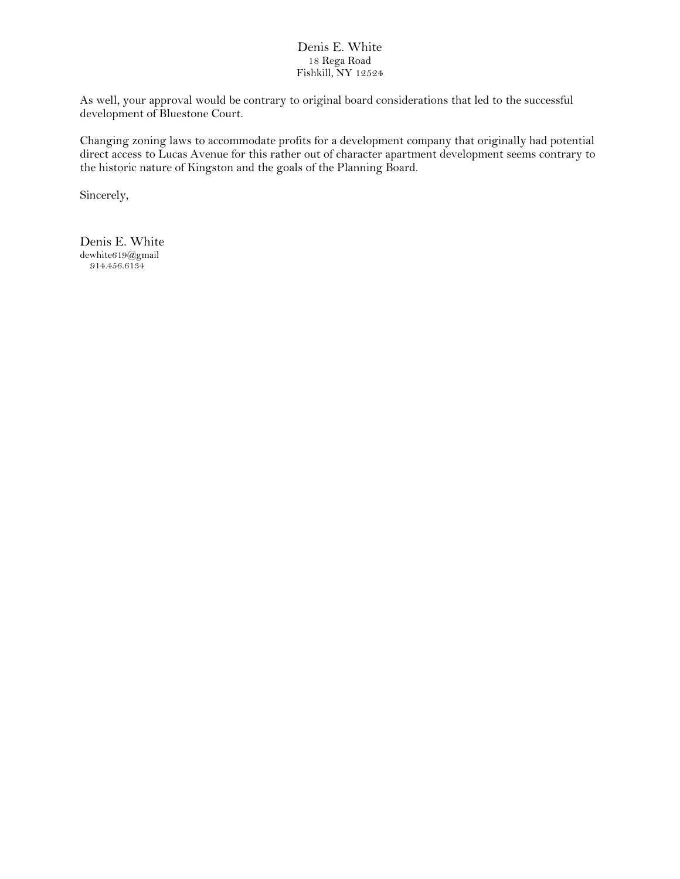Denis E. White
18 Rega Road
Fishkill, NY 12524

As well, your approval would be contrary to original board considerations that led to the successful development of Bluestone Court.

Changing zoning laws to accommodate profits for a development company that originally had potential direct access to Lucas Avenue for this rather out of character apartment development seems contrary to the historic nature of Kingston and the goals of the Planning Board.

Sincerely,

Denis E. White
dewhite619@gmail
914.456.6134